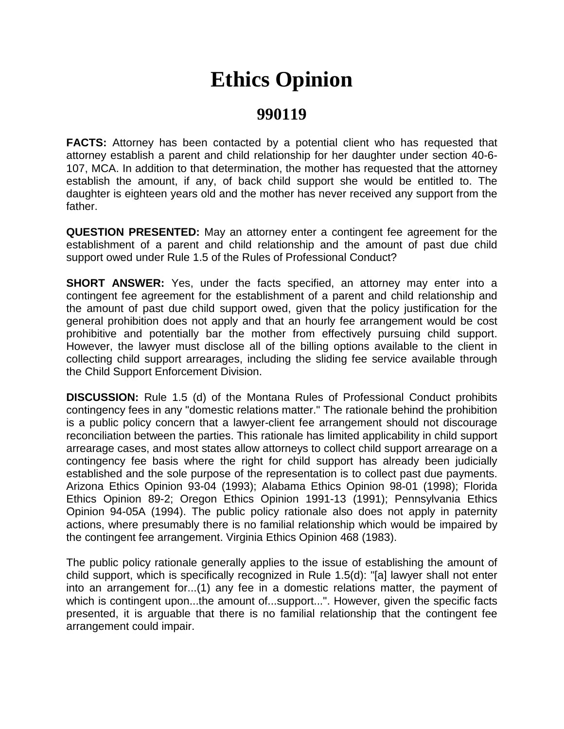# Ethics Opinion

## 990119

**FACTS:** Attorney has been contacted by a potential client who has requested that attorney establish a parent and child relationship for her daughter under section 40-6-107, MCA. In addition to that determination, the mother has requested that the attorney establish the amount, if any, of back child support she would be entitled to. The daughter is eighteen years old and the mother has never received any support from the father.

**QUESTION PRESENTED:** May an attorney enter a contingent fee agreement for the establishment of a parent and child relationship and the amount of past due child support owed under Rule 1.5 of the Rules of Professional Conduct?

**SHORT ANSWER:** Yes, under the facts specified, an attorney may enter into a contingent fee agreement for the establishment of a parent and child relationship and the amount of past due child support owed, given that the policy justification for the general prohibition does not apply and that an hourly fee arrangement would be cost prohibitive and potentially bar the mother from effectively pursuing child support. However, the lawyer must disclose all of the billing options available to the client in collecting child support arrearages, including the sliding fee service available through the Child Support Enforcement Division.

**DISCUSSION:** Rule 1.5 (d) of the Montana Rules of Professional Conduct prohibits contingency fees in any "domestic relations matter." The rationale behind the prohibition is a public policy concern that a lawyer-client fee arrangement should not discourage reconciliation between the parties. This rationale has limited applicability in child support arrearage cases, and most states allow attorneys to collect child support arrearage on a contingency fee basis where the right for child support has already been judicially established and the sole purpose of the representation is to collect past due payments. Arizona Ethics Opinion 93-04 (1993); Alabama Ethics Opinion 98-01 (1998); Florida Ethics Opinion 89-2; Oregon Ethics Opinion 1991-13 (1991); Pennsylvania Ethics Opinion 94-05A (1994). The public policy rationale also does not apply in paternity actions, where presumably there is no familial relationship which would be impaired by the contingent fee arrangement. Virginia Ethics Opinion 468 (1983).

The public policy rationale generally applies to the issue of establishing the amount of child support, which is specifically recognized in Rule 1.5(d): "[a] lawyer shall not enter into an arrangement for...(1) any fee in a domestic relations matter, the payment of which is contingent upon...the amount of...support...". However, given the specific facts presented, it is arguable that there is no familial relationship that the contingent fee arrangement could impair.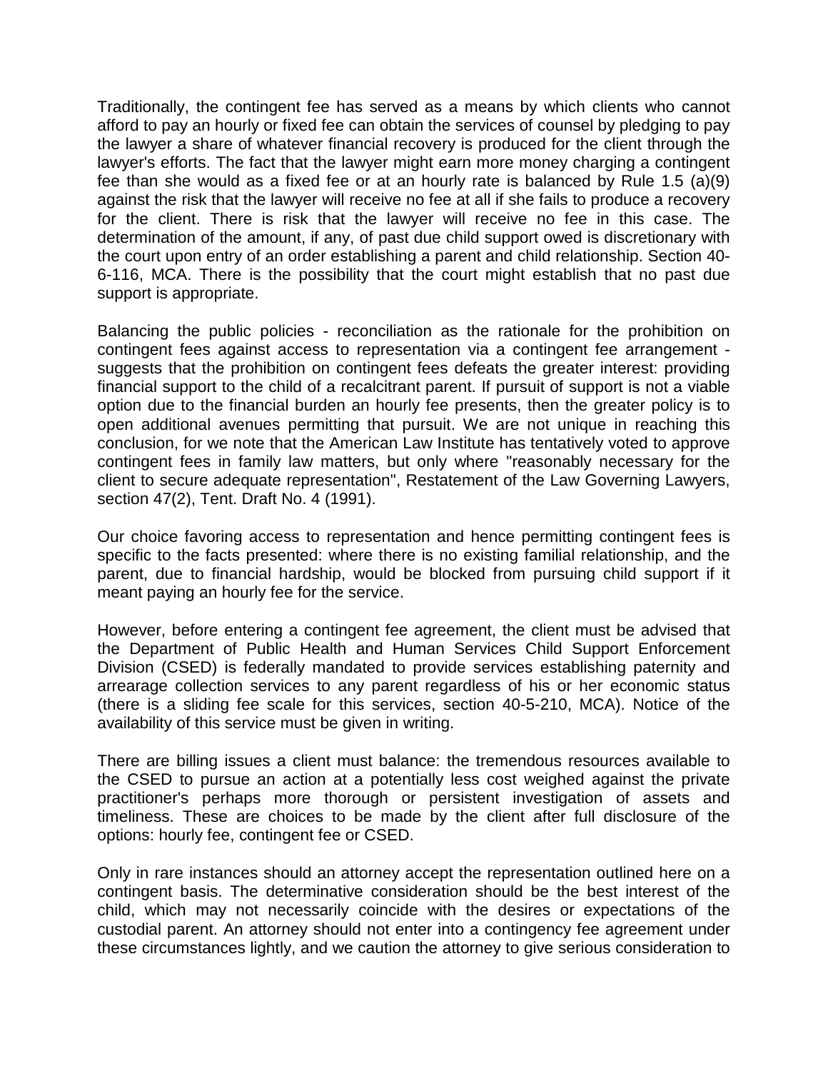Traditionally, the contingent fee has served as a means by which clients who cannot afford to pay an hourly or fixed fee can obtain the services of counsel by pledging to pay the lawyer a share of whatever financial recovery is produced for the client through the lawyer's efforts. The fact that the lawyer might earn more money charging a contingent fee than she would as a fixed fee or at an hourly rate is balanced by Rule 1.5 (a)(9) against the risk that the lawyer will receive no fee at all if she fails to produce a recovery for the client. There is risk that the lawyer will receive no fee in this case. The determination of the amount, if any, of past due child support owed is discretionary with the court upon entry of an order establishing a parent and child relationship. Section 40-6-116, MCA. There is the possibility that the court might establish that no past due support is appropriate.

Balancing the public policies - reconciliation as the rationale for the prohibition on contingent fees against access to representation via a contingent fee arrangement - suggests that the prohibition on contingent fees defeats the greater interest: providing financial support to the child of a recalcitrant parent. If pursuit of support is not a viable option due to the financial burden an hourly fee presents, then the greater policy is to open additional avenues permitting that pursuit. We are not unique in reaching this conclusion, for we note that the American Law Institute has tentatively voted to approve contingent fees in family law matters, but only where "reasonably necessary for the client to secure adequate representation", Restatement of the Law Governing Lawyers, section 47(2), Tent. Draft No. 4 (1991).

Our choice favoring access to representation and hence permitting contingent fees is specific to the facts presented: where there is no existing familial relationship, and the parent, due to financial hardship, would be blocked from pursuing child support if it meant paying an hourly fee for the service.

However, before entering a contingent fee agreement, the client must be advised that the Department of Public Health and Human Services Child Support Enforcement Division (CSED) is federally mandated to provide services establishing paternity and arrearage collection services to any parent regardless of his or her economic status (there is a sliding fee scale for this services, section 40-5-210, MCA). Notice of the availability of this service must be given in writing.

There are billing issues a client must balance: the tremendous resources available to the CSED to pursue an action at a potentially less cost weighed against the private practitioner's perhaps more thorough or persistent investigation of assets and timeliness. These are choices to be made by the client after full disclosure of the options: hourly fee, contingent fee or CSED.

Only in rare instances should an attorney accept the representation outlined here on a contingent basis. The determinative consideration should be the best interest of the child, which may not necessarily coincide with the desires or expectations of the custodial parent. An attorney should not enter into a contingency fee agreement under these circumstances lightly, and we caution the attorney to give serious consideration to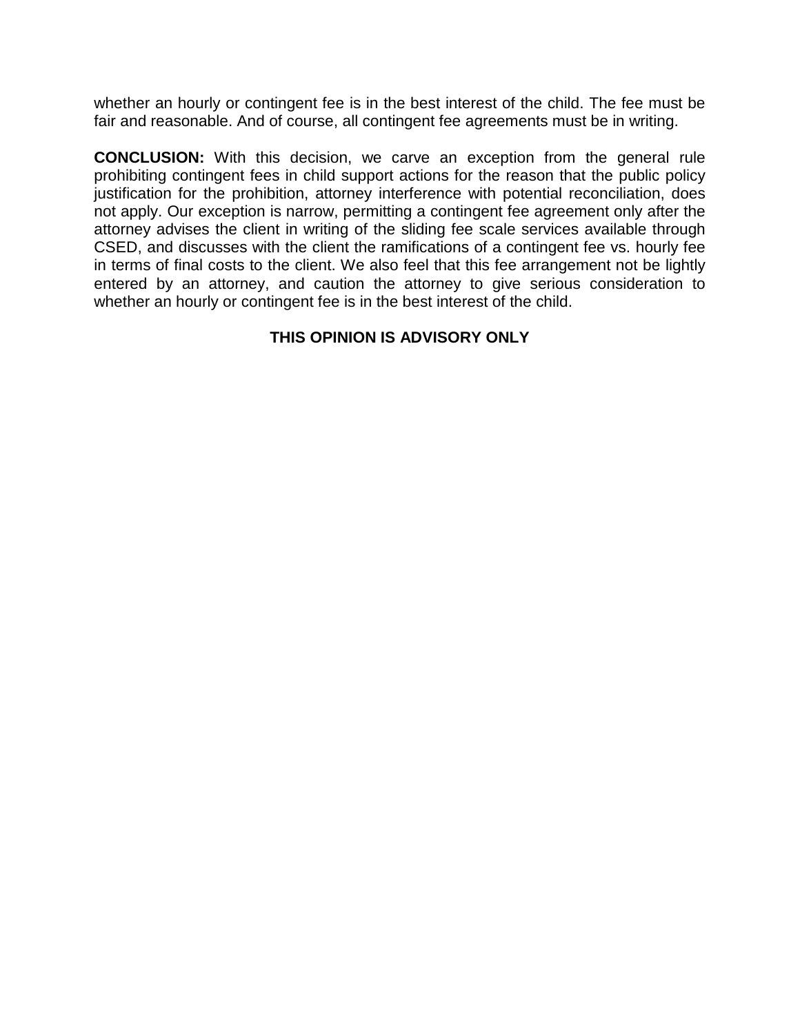whether an hourly or contingent fee is in the best interest of the child. The fee must be fair and reasonable. And of course, all contingent fee agreements must be in writing.

**CONCLUSION:** With this decision, we carve an exception from the general rule prohibiting contingent fees in child support actions for the reason that the public policy justification for the prohibition, attorney interference with potential reconciliation, does not apply. Our exception is narrow, permitting a contingent fee agreement only after the attorney advises the client in writing of the sliding fee scale services available through CSED, and discusses with the client the ramifications of a contingent fee vs. hourly fee in terms of final costs to the client. We also feel that this fee arrangement not be lightly entered by an attorney, and caution the attorney to give serious consideration to whether an hourly or contingent fee is in the best interest of the child.

**THIS OPINION IS ADVISORY ONLY**